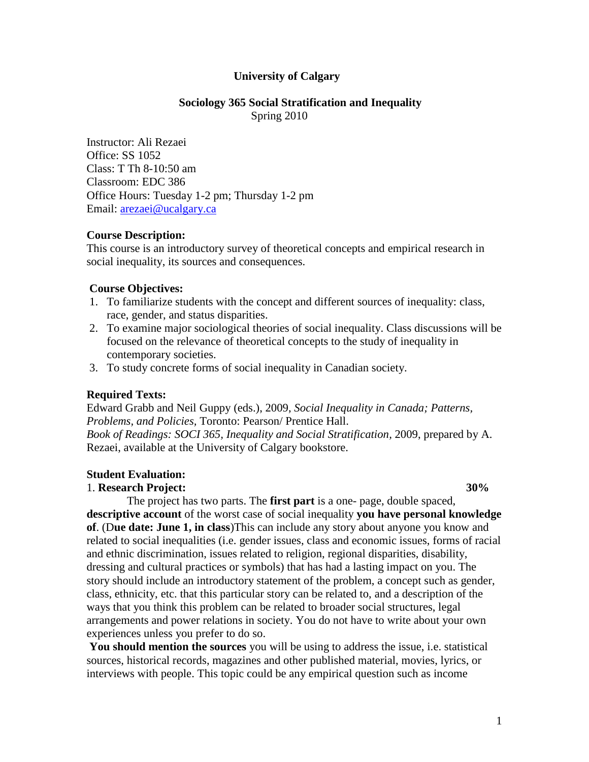# University of Calgary

## Sociology 365 Social Stratification and Inequality

Spring 2010

Instructor: Ali Rezaei
Office: SS 1052
Class: T Th 8-10:50 am
Classroom: EDC 386
Office Hours: Tuesday 1-2 pm; Thursday 1-2 pm
Email: arezaei@ucalgary.ca

### Course Description:

This course is an introductory survey of theoretical concepts and empirical research in social inequality, its sources and consequences.

### Course Objectives:

1. To familiarize students with the concept and different sources of inequality: class, race, gender, and status disparities.
2. To examine major sociological theories of social inequality. Class discussions will be focused on the relevance of theoretical concepts to the study of inequality in contemporary societies.
3. To study concrete forms of social inequality in Canadian society.

### Required Texts:

Edward Grabb and Neil Guppy (eds.), 2009, *Social Inequality in Canada; Patterns, Problems, and Policies*, Toronto: Pearson/ Prentice Hall.
*Book of Readings: SOCI 365, Inequality and Social Stratification*, 2009, prepared by A. Rezaei, available at the University of Calgary bookstore.

### Student Evaluation:

1. **Research Project:** **30%**

The project has two parts. The **first part** is a one- page, double spaced, **descriptive account** of the worst case of social inequality **you have personal knowledge of**. (D**ue date: June 1, in class**)This can include any story about anyone you know and related to social inequalities (i.e. gender issues, class and economic issues, forms of racial and ethnic discrimination, issues related to religion, regional disparities, disability, dressing and cultural practices or symbols) that has had a lasting impact on you. The story should include an introductory statement of the problem, a concept such as gender, class, ethnicity, etc. that this particular story can be related to, and a description of the ways that you think this problem can be related to broader social structures, legal arrangements and power relations in society. You do not have to write about your own experiences unless you prefer to do so.

**You should mention the sources** you will be using to address the issue, i.e. statistical sources, historical records, magazines and other published material, movies, lyrics, or interviews with people. This topic could be any empirical question such as income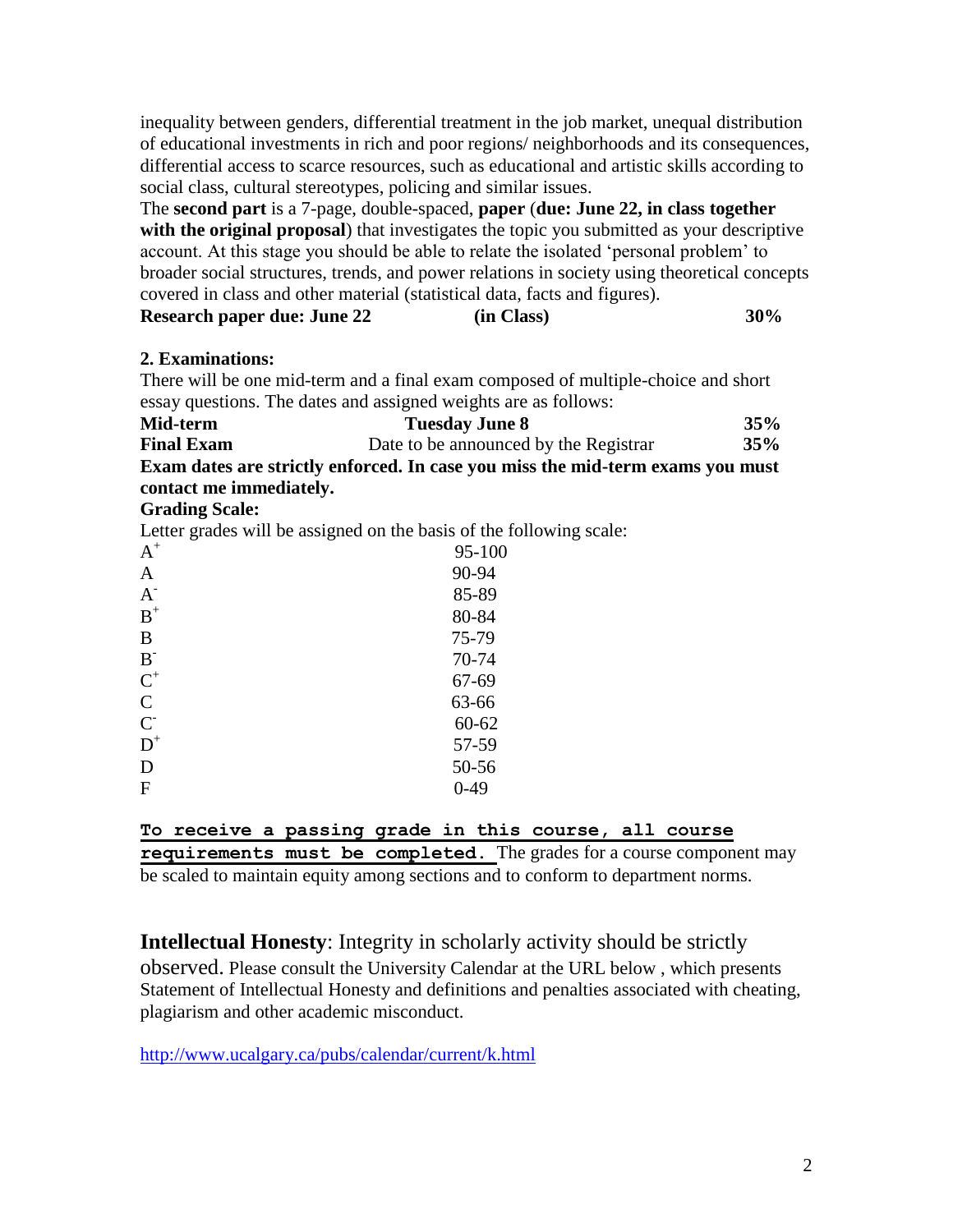inequality between genders, differential treatment in the job market, unequal distribution of educational investments in rich and poor regions/ neighborhoods and its consequences, differential access to scarce resources, such as educational and artistic skills according to social class, cultural stereotypes, policing and similar issues.
The **second part** is a 7-page, double-spaced, **paper** (**due: June 22, in class together with the original proposal**) that investigates the topic you submitted as your descriptive account. At this stage you should be able to relate the isolated 'personal problem' to broader social structures, trends, and power relations in society using theoretical concepts covered in class and other material (statistical data, facts and figures).

| **Research paper due: June 22** | **(in Class)** | **30%** |
|---|---|---|

**2. Examinations:**

There will be one mid-term and a final exam composed of multiple-choice and short essay questions. The dates and assigned weights are as follows:

| **Mid-term** | **Tuesday June 8** | **35%** |
|---|---|---|
| **Final Exam** | Date to be announced by the Registrar | **35%** |

**Exam dates are strictly enforced. In case you miss the mid-term exams you must contact me immediately.**

**Grading Scale:**

Letter grades will be assigned on the basis of the following scale:

| Grade | Range |
|---|---|
| A+ | 95-100 |
| A | 90-94 |
| A- | 85-89 |
| B+ | 80-84 |
| B | 75-79 |
| B- | 70-74 |
| C+ | 67-69 |
| C | 63-66 |
| C- | 60-62 |
| D+ | 57-59 |
| D | 50-56 |
| F | 0-49 |

**To receive a passing grade in this course, all course requirements must be completed.** The grades for a course component may be scaled to maintain equity among sections and to conform to department norms.

**Intellectual Honesty**: Integrity in scholarly activity should be strictly observed. Please consult the University Calendar at the URL below , which presents Statement of Intellectual Honesty and definitions and penalties associated with cheating, plagiarism and other academic misconduct.

http://www.ucalgary.ca/pubs/calendar/current/k.html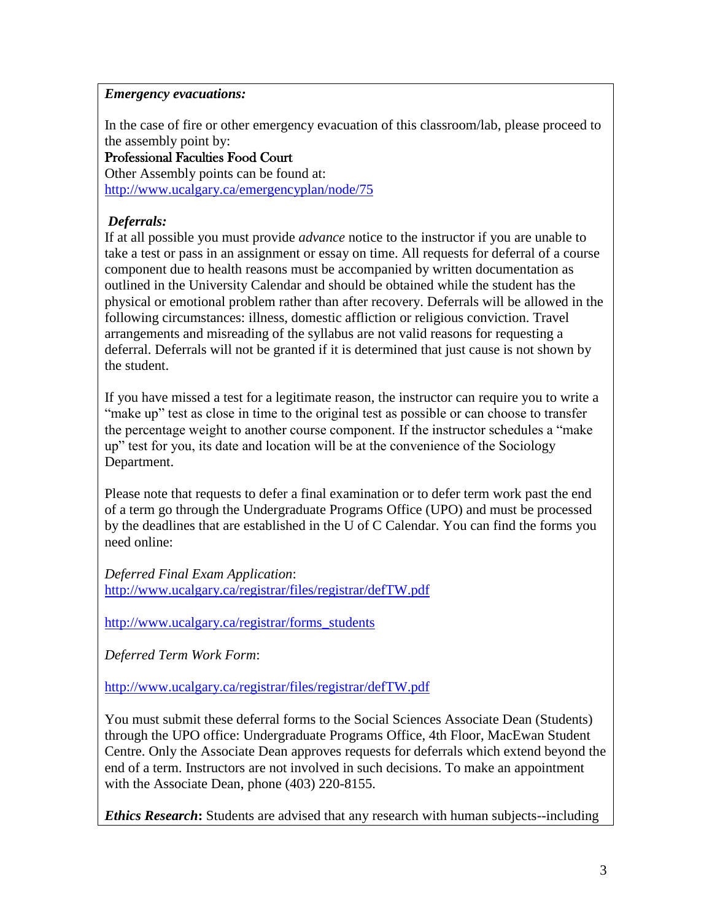***Emergency evacuations:***

In the case of fire or other emergency evacuation of this classroom/lab, please proceed to the assembly point by:
Professional Faculties Food Court
Other Assembly points can be found at:
http://www.ucalgary.ca/emergencyplan/node/75

***Deferrals:***
If at all possible you must provide *advance* notice to the instructor if you are unable to take a test or pass in an assignment or essay on time. All requests for deferral of a course component due to health reasons must be accompanied by written documentation as outlined in the University Calendar and should be obtained while the student has the physical or emotional problem rather than after recovery. Deferrals will be allowed in the following circumstances: illness, domestic affliction or religious conviction. Travel arrangements and misreading of the syllabus are not valid reasons for requesting a deferral. Deferrals will not be granted if it is determined that just cause is not shown by the student.

If you have missed a test for a legitimate reason, the instructor can require you to write a "make up" test as close in time to the original test as possible or can choose to transfer the percentage weight to another course component. If the instructor schedules a "make up" test for you, its date and location will be at the convenience of the Sociology Department.

Please note that requests to defer a final examination or to defer term work past the end of a term go through the Undergraduate Programs Office (UPO) and must be processed by the deadlines that are established in the U of C Calendar. You can find the forms you need online:

*Deferred Final Exam Application*:
http://www.ucalgary.ca/registrar/files/registrar/defTW.pdf

http://www.ucalgary.ca/registrar/forms_students

*Deferred Term Work Form*:

http://www.ucalgary.ca/registrar/files/registrar/defTW.pdf

You must submit these deferral forms to the Social Sciences Associate Dean (Students) through the UPO office: Undergraduate Programs Office, 4th Floor, MacEwan Student Centre. Only the Associate Dean approves requests for deferrals which extend beyond the end of a term. Instructors are not involved in such decisions. To make an appointment with the Associate Dean, phone (403) 220-8155.

***Ethics Research*****:** Students are advised that any research with human subjects--including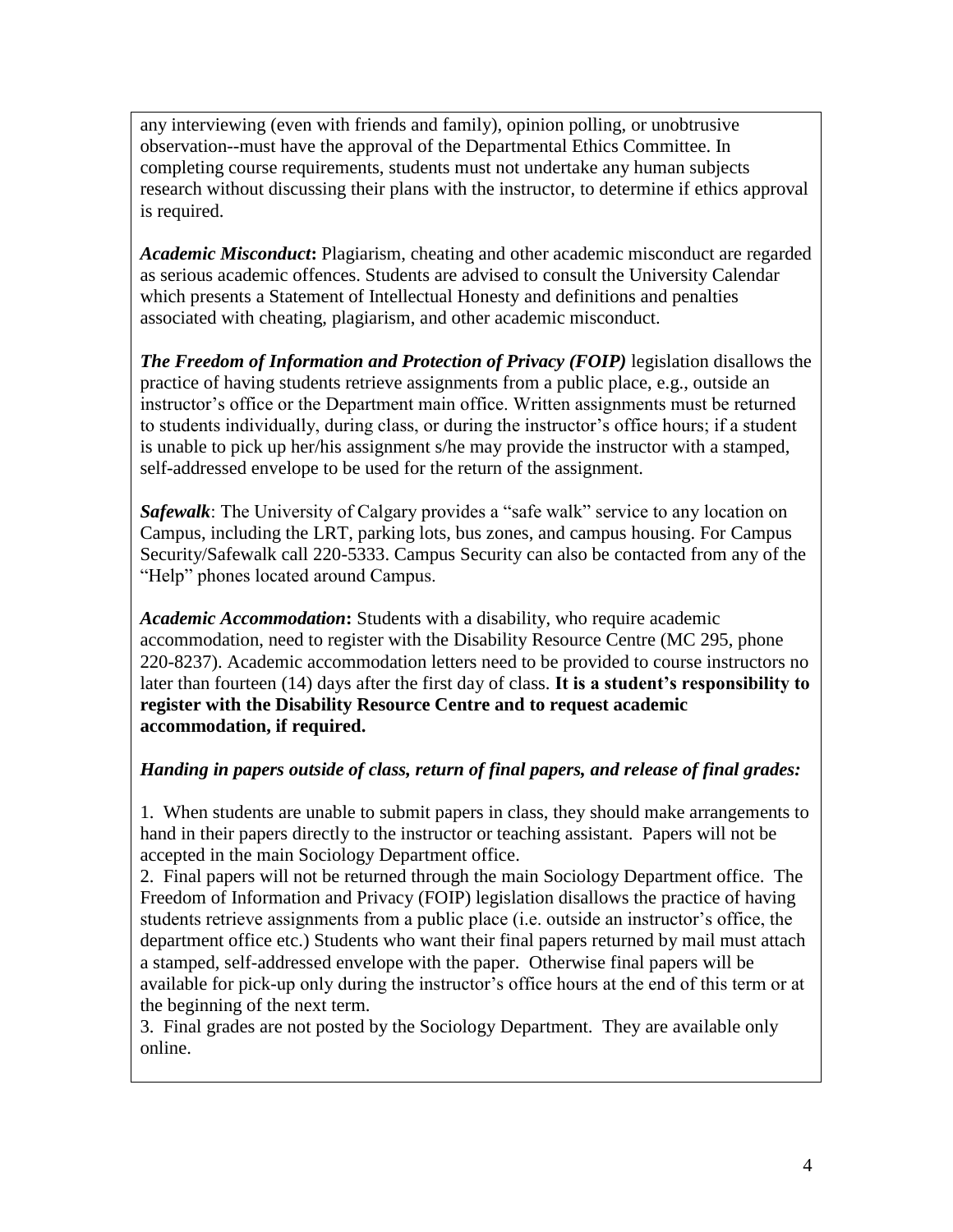any interviewing (even with friends and family), opinion polling, or unobtrusive observation--must have the approval of the Departmental Ethics Committee. In completing course requirements, students must not undertake any human subjects research without discussing their plans with the instructor, to determine if ethics approval is required.

***Academic Misconduct*:** Plagiarism, cheating and other academic misconduct are regarded as serious academic offences. Students are advised to consult the University Calendar which presents a Statement of Intellectual Honesty and definitions and penalties associated with cheating, plagiarism, and other academic misconduct.

***The Freedom of Information and Protection of Privacy (FOIP)*** legislation disallows the practice of having students retrieve assignments from a public place, e.g., outside an instructor's office or the Department main office. Written assignments must be returned to students individually, during class, or during the instructor's office hours; if a student is unable to pick up her/his assignment s/he may provide the instructor with a stamped, self-addressed envelope to be used for the return of the assignment.

***Safewalk***: The University of Calgary provides a "safe walk" service to any location on Campus, including the LRT, parking lots, bus zones, and campus housing. For Campus Security/Safewalk call 220-5333. Campus Security can also be contacted from any of the "Help" phones located around Campus.

***Academic Accommodation*:** Students with a disability, who require academic accommodation, need to register with the Disability Resource Centre (MC 295, phone 220-8237). Academic accommodation letters need to be provided to course instructors no later than fourteen (14) days after the first day of class. **It is a student's responsibility to register with the Disability Resource Centre and to request academic accommodation, if required.**

***Handing in papers outside of class, return of final papers, and release of final grades:***

1. When students are unable to submit papers in class, they should make arrangements to hand in their papers directly to the instructor or teaching assistant. Papers will not be accepted in the main Sociology Department office.
2. Final papers will not be returned through the main Sociology Department office. The Freedom of Information and Privacy (FOIP) legislation disallows the practice of having students retrieve assignments from a public place (i.e. outside an instructor's office, the department office etc.) Students who want their final papers returned by mail must attach a stamped, self-addressed envelope with the paper. Otherwise final papers will be available for pick-up only during the instructor's office hours at the end of this term or at the beginning of the next term.
3. Final grades are not posted by the Sociology Department. They are available only online.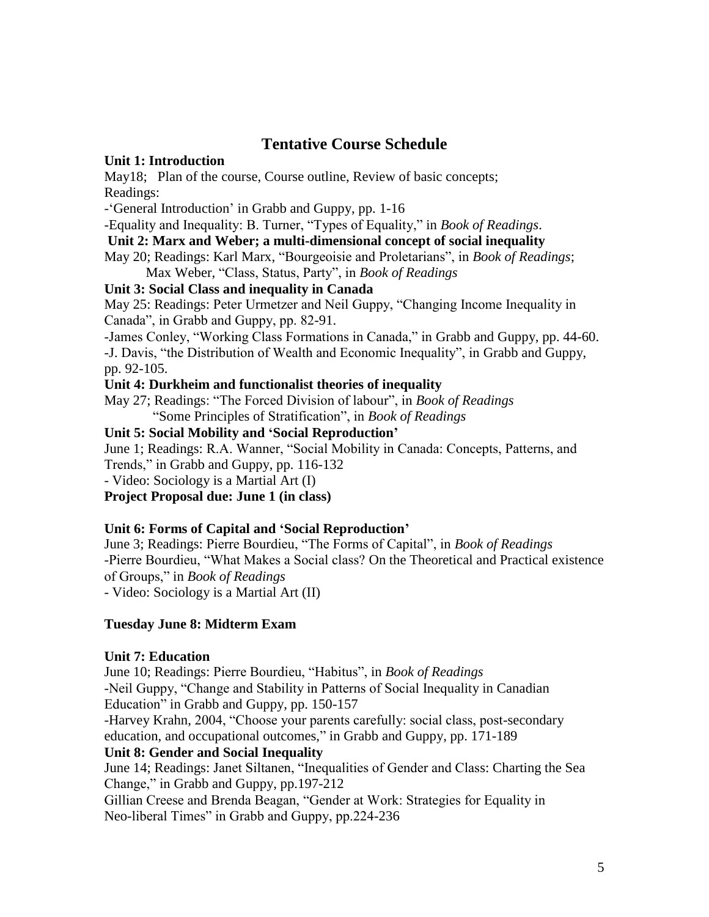## Tentative Course Schedule

**Unit 1: Introduction**

May18; Plan of the course, Course outline, Review of basic concepts;
Readings:

-'General Introduction' in Grabb and Guppy, pp. 1-16

-Equality and Inequality: B. Turner, "Types of Equality," in *Book of Readings*.

**Unit 2: Marx and Weber; a multi-dimensional concept of social inequality**

May 20; Readings: Karl Marx, "Bourgeoisie and Proletarians", in *Book of Readings*;
Max Weber, "Class, Status, Party", in *Book of Readings*

**Unit 3: Social Class and inequality in Canada**

May 25: Readings: Peter Urmetzer and Neil Guppy, "Changing Income Inequality in Canada", in Grabb and Guppy, pp. 82-91.

-James Conley, "Working Class Formations in Canada," in Grabb and Guppy, pp. 44-60.

-J. Davis, "the Distribution of Wealth and Economic Inequality", in Grabb and Guppy, pp. 92-105.

**Unit 4: Durkheim and functionalist theories of inequality**

May 27; Readings: "The Forced Division of labour", in *Book of Readings*
"Some Principles of Stratification", in *Book of Readings*

**Unit 5: Social Mobility and 'Social Reproduction'**

June 1; Readings: R.A. Wanner, "Social Mobility in Canada: Concepts, Patterns, and Trends," in Grabb and Guppy, pp. 116-132

- Video: Sociology is a Martial Art (I)

**Project Proposal due: June 1 (in class)**

**Unit 6: Forms of Capital and 'Social Reproduction'**

June 3; Readings: Pierre Bourdieu, "The Forms of Capital", in *Book of Readings*

-Pierre Bourdieu, "What Makes a Social class? On the Theoretical and Practical existence of Groups," in *Book of Readings*

- Video: Sociology is a Martial Art (II)

**Tuesday June 8: Midterm Exam**

**Unit 7: Education**

June 10; Readings: Pierre Bourdieu, "Habitus", in *Book of Readings*

-Neil Guppy, "Change and Stability in Patterns of Social Inequality in Canadian Education" in Grabb and Guppy, pp. 150-157

-Harvey Krahn, 2004, "Choose your parents carefully: social class, post-secondary education, and occupational outcomes," in Grabb and Guppy, pp. 171-189

**Unit 8: Gender and Social Inequality**

June 14; Readings: Janet Siltanen, "Inequalities of Gender and Class: Charting the Sea Change," in Grabb and Guppy, pp.197-212

Gillian Creese and Brenda Beagan, "Gender at Work: Strategies for Equality in Neo-liberal Times" in Grabb and Guppy, pp.224-236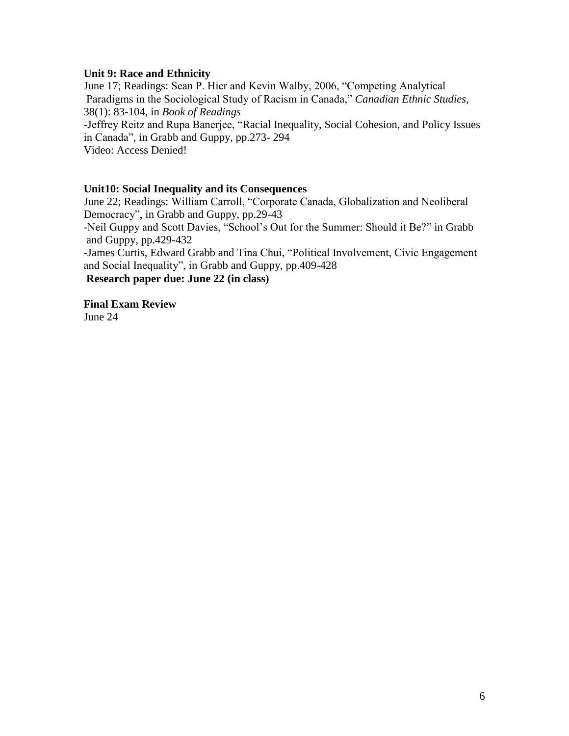**Unit 9: Race and Ethnicity**

June 17; Readings: Sean P. Hier and Kevin Walby, 2006, "Competing Analytical Paradigms in the Sociological Study of Racism in Canada," *Canadian Ethnic Studies*, 38(1): 83-104, in *Book of Readings*

-Jeffrey Reitz and Rupa Banerjee, "Racial Inequality, Social Cohesion, and Policy Issues in Canada", in Grabb and Guppy, pp.273- 294

Video: Access Denied!

**Unit10: Social Inequality and its Consequences**

June 22; Readings: William Carroll, "Corporate Canada, Globalization and Neoliberal Democracy", in Grabb and Guppy, pp.29-43

-Neil Guppy and Scott Davies, "School's Out for the Summer: Should it Be?" in Grabb and Guppy, pp.429-432

-James Curtis, Edward Grabb and Tina Chui, "Political Involvement, Civic Engagement and Social Inequality", in Grabb and Guppy, pp.409-428

**Research paper due: June 22 (in class)**

**Final Exam Review**

June 24